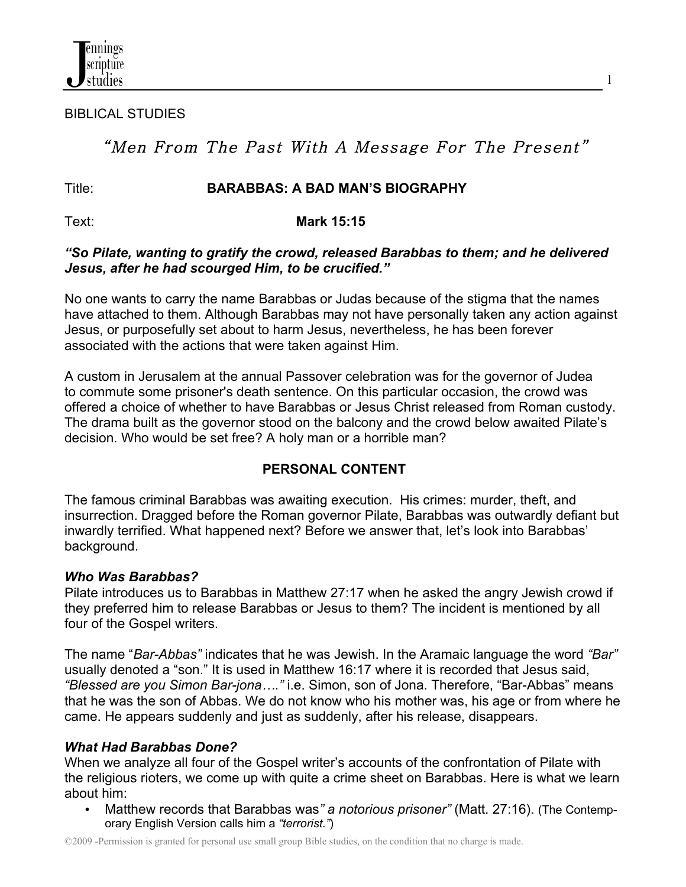BIBLICAL STUDIES

# *"Men From The Past With A Message For The Present"*

Title: **BARABBAS: A BAD MAN'S BIOGRAPHY**

Text: **Mark 15:15**

***"So Pilate, wanting to gratify the crowd, released Barabbas to them; and he delivered Jesus, after he had scourged Him, to be crucified."***

No one wants to carry the name Barabbas or Judas because of the stigma that the names have attached to them. Although Barabbas may not have personally taken any action against Jesus, or purposefully set about to harm Jesus, nevertheless, he has been forever associated with the actions that were taken against Him.

A custom in Jerusalem at the annual Passover celebration was for the governor of Judea to commute some prisoner's death sentence. On this particular occasion, the crowd was offered a choice of whether to have Barabbas or Jesus Christ released from Roman custody. The drama built as the governor stood on the balcony and the crowd below awaited Pilate's decision. Who would be set free? A holy man or a horrible man?

## PERSONAL CONTENT

The famous criminal Barabbas was awaiting execution. His crimes: murder, theft, and insurrection. Dragged before the Roman governor Pilate, Barabbas was outwardly defiant but inwardly terrified. What happened next? Before we answer that, let's look into Barabbas' background.

### *Who Was Barabbas?*

Pilate introduces us to Barabbas in Matthew 27:17 when he asked the angry Jewish crowd if they preferred him to release Barabbas or Jesus to them? The incident is mentioned by all four of the Gospel writers.

The name "*Bar-Abbas"* indicates that he was Jewish. In the Aramaic language the word *"Bar"* usually denoted a "son." It is used in Matthew 16:17 where it is recorded that Jesus said, *"Blessed are you Simon Bar-jona…."* i.e. Simon, son of Jona. Therefore, "Bar-Abbas" means that he was the son of Abbas. We do not know who his mother was, his age or from where he came. He appears suddenly and just as suddenly, after his release, disappears.

### *What Had Barabbas Done?*

When we analyze all four of the Gospel writer's accounts of the confrontation of Pilate with the religious rioters, we come up with quite a crime sheet on Barabbas. Here is what we learn about him:

- Matthew records that Barabbas was*" a notorious prisoner"* (Matt. 27:16). (The Contemporary English Version calls him a *"terrorist."*)

©2009 -Permission is granted for personal use small group Bible studies, on the condition that no charge is made.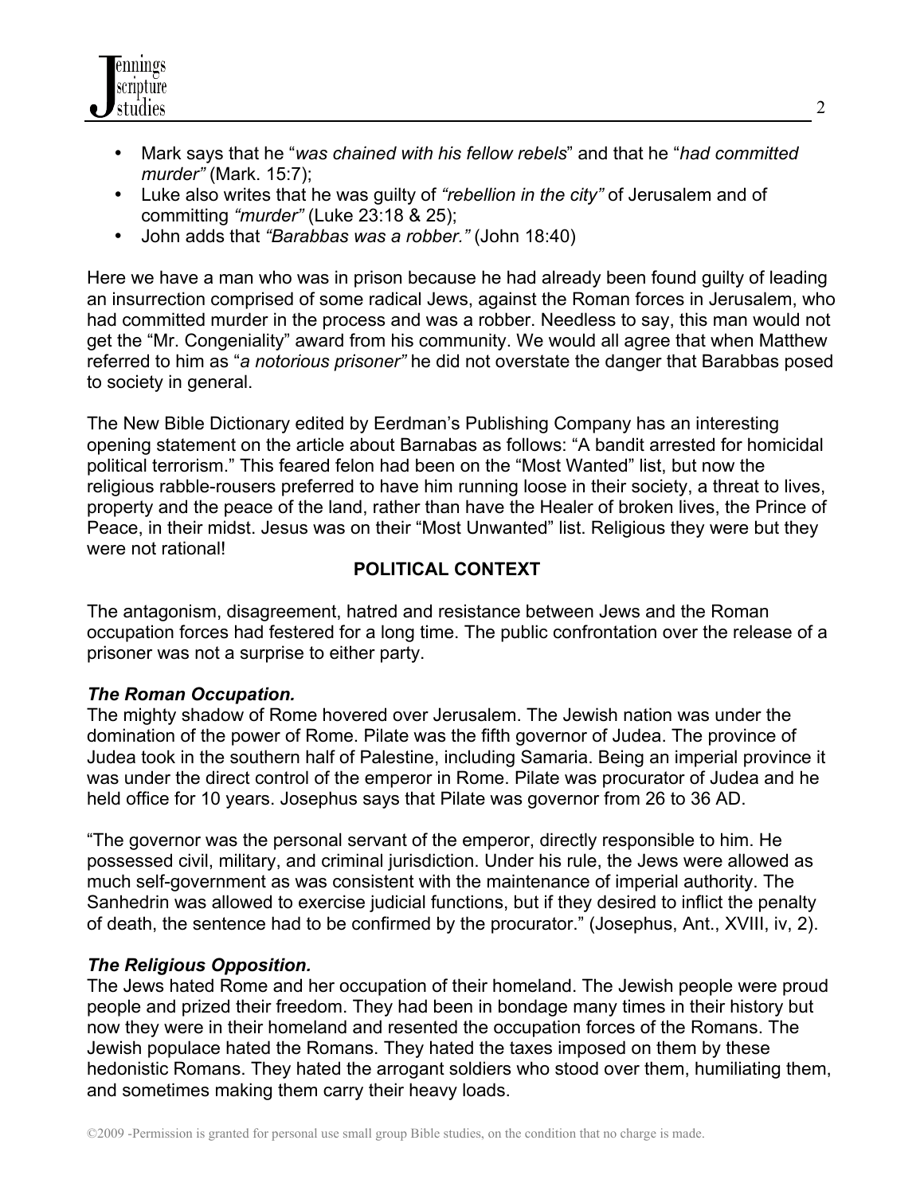- Mark says that he "*was chained with his fellow rebels*" and that he "*had committed murder"* (Mark. 15:7);
- Luke also writes that he was guilty of *"rebellion in the city"* of Jerusalem and of committing *"murder"* (Luke 23:18 & 25);
- John adds that *"Barabbas was a robber."* (John 18:40)

Here we have a man who was in prison because he had already been found guilty of leading an insurrection comprised of some radical Jews, against the Roman forces in Jerusalem, who had committed murder in the process and was a robber. Needless to say, this man would not get the "Mr. Congeniality" award from his community. We would all agree that when Matthew referred to him as "*a notorious prisoner"* he did not overstate the danger that Barabbas posed to society in general.

The New Bible Dictionary edited by Eerdman's Publishing Company has an interesting opening statement on the article about Barnabas as follows: "A bandit arrested for homicidal political terrorism." This feared felon had been on the "Most Wanted" list, but now the religious rabble-rousers preferred to have him running loose in their society, a threat to lives, property and the peace of the land, rather than have the Healer of broken lives, the Prince of Peace, in their midst. Jesus was on their "Most Unwanted" list. Religious they were but they were not rational!

**POLITICAL CONTEXT**

The antagonism, disagreement, hatred and resistance between Jews and the Roman occupation forces had festered for a long time. The public confrontation over the release of a prisoner was not a surprise to either party.

***The Roman Occupation.***
The mighty shadow of Rome hovered over Jerusalem. The Jewish nation was under the domination of the power of Rome. Pilate was the fifth governor of Judea. The province of Judea took in the southern half of Palestine, including Samaria. Being an imperial province it was under the direct control of the emperor in Rome. Pilate was procurator of Judea and he held office for 10 years. Josephus says that Pilate was governor from 26 to 36 AD.

"The governor was the personal servant of the emperor, directly responsible to him. He possessed civil, military, and criminal jurisdiction. Under his rule, the Jews were allowed as much self-government as was consistent with the maintenance of imperial authority. The Sanhedrin was allowed to exercise judicial functions, but if they desired to inflict the penalty of death, the sentence had to be confirmed by the procurator." (Josephus, Ant., XVIII, iv, 2).

***The Religious Opposition.***
The Jews hated Rome and her occupation of their homeland. The Jewish people were proud people and prized their freedom. They had been in bondage many times in their history but now they were in their homeland and resented the occupation forces of the Romans. The Jewish populace hated the Romans. They hated the taxes imposed on them by these hedonistic Romans. They hated the arrogant soldiers who stood over them, humiliating them, and sometimes making them carry their heavy loads.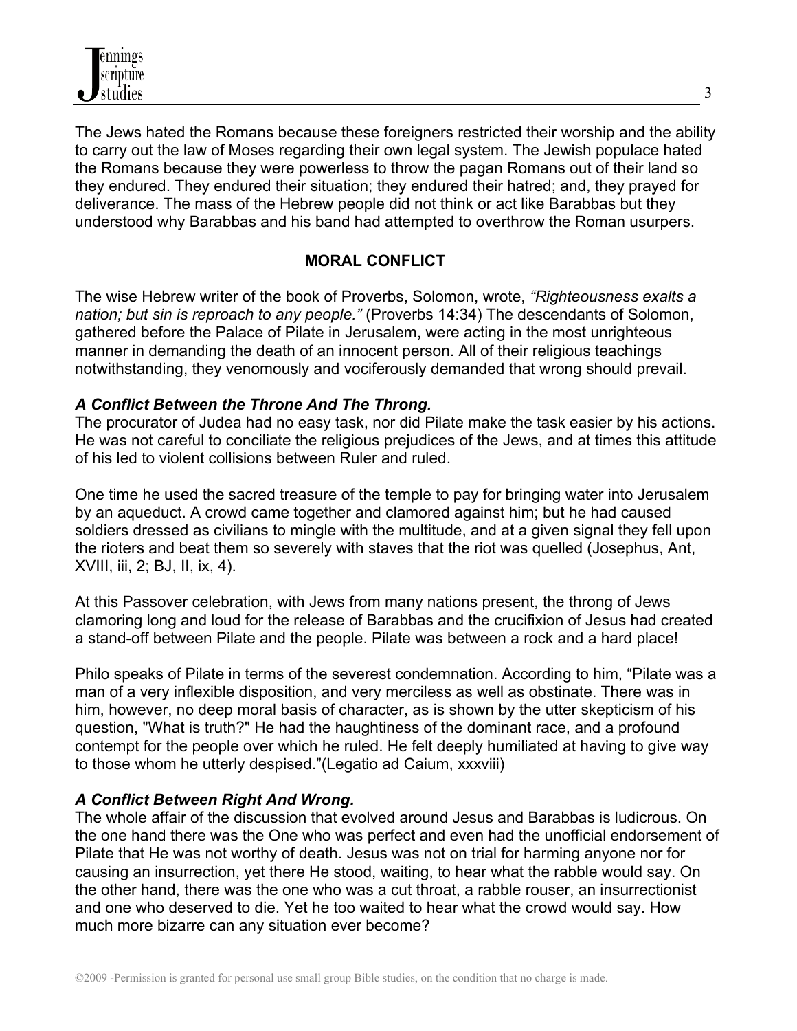The Jews hated the Romans because these foreigners restricted their worship and the ability to carry out the law of Moses regarding their own legal system. The Jewish populace hated the Romans because they were powerless to throw the pagan Romans out of their land so they endured. They endured their situation; they endured their hatred; and, they prayed for deliverance. The mass of the Hebrew people did not think or act like Barabbas but they understood why Barabbas and his band had attempted to overthrow the Roman usurpers.

## MORAL CONFLICT

The wise Hebrew writer of the book of Proverbs, Solomon, wrote, *"Righteousness exalts a nation; but sin is reproach to any people."* (Proverbs 14:34) The descendants of Solomon, gathered before the Palace of Pilate in Jerusalem, were acting in the most unrighteous manner in demanding the death of an innocent person. All of their religious teachings notwithstanding, they venomously and vociferously demanded that wrong should prevail.

***A Conflict Between the Throne And The Throng.***
The procurator of Judea had no easy task, nor did Pilate make the task easier by his actions. He was not careful to conciliate the religious prejudices of the Jews, and at times this attitude of his led to violent collisions between Ruler and ruled.

One time he used the sacred treasure of the temple to pay for bringing water into Jerusalem by an aqueduct. A crowd came together and clamored against him; but he had caused soldiers dressed as civilians to mingle with the multitude, and at a given signal they fell upon the rioters and beat them so severely with staves that the riot was quelled (Josephus, Ant, XVIII, iii, 2; BJ, II, ix, 4).

At this Passover celebration, with Jews from many nations present, the throng of Jews clamoring long and loud for the release of Barabbas and the crucifixion of Jesus had created a stand-off between Pilate and the people. Pilate was between a rock and a hard place!

Philo speaks of Pilate in terms of the severest condemnation. According to him, "Pilate was a man of a very inflexible disposition, and very merciless as well as obstinate. There was in him, however, no deep moral basis of character, as is shown by the utter skepticism of his question, "What is truth?" He had the haughtiness of the dominant race, and a profound contempt for the people over which he ruled. He felt deeply humiliated at having to give way to those whom he utterly despised."(Legatio ad Caium, xxxviii)

***A Conflict Between Right And Wrong.***
The whole affair of the discussion that evolved around Jesus and Barabbas is ludicrous. On the one hand there was the One who was perfect and even had the unofficial endorsement of Pilate that He was not worthy of death. Jesus was not on trial for harming anyone nor for causing an insurrection, yet there He stood, waiting, to hear what the rabble would say. On the other hand, there was the one who was a cut throat, a rabble rouser, an insurrectionist and one who deserved to die. Yet he too waited to hear what the crowd would say. How much more bizarre can any situation ever become?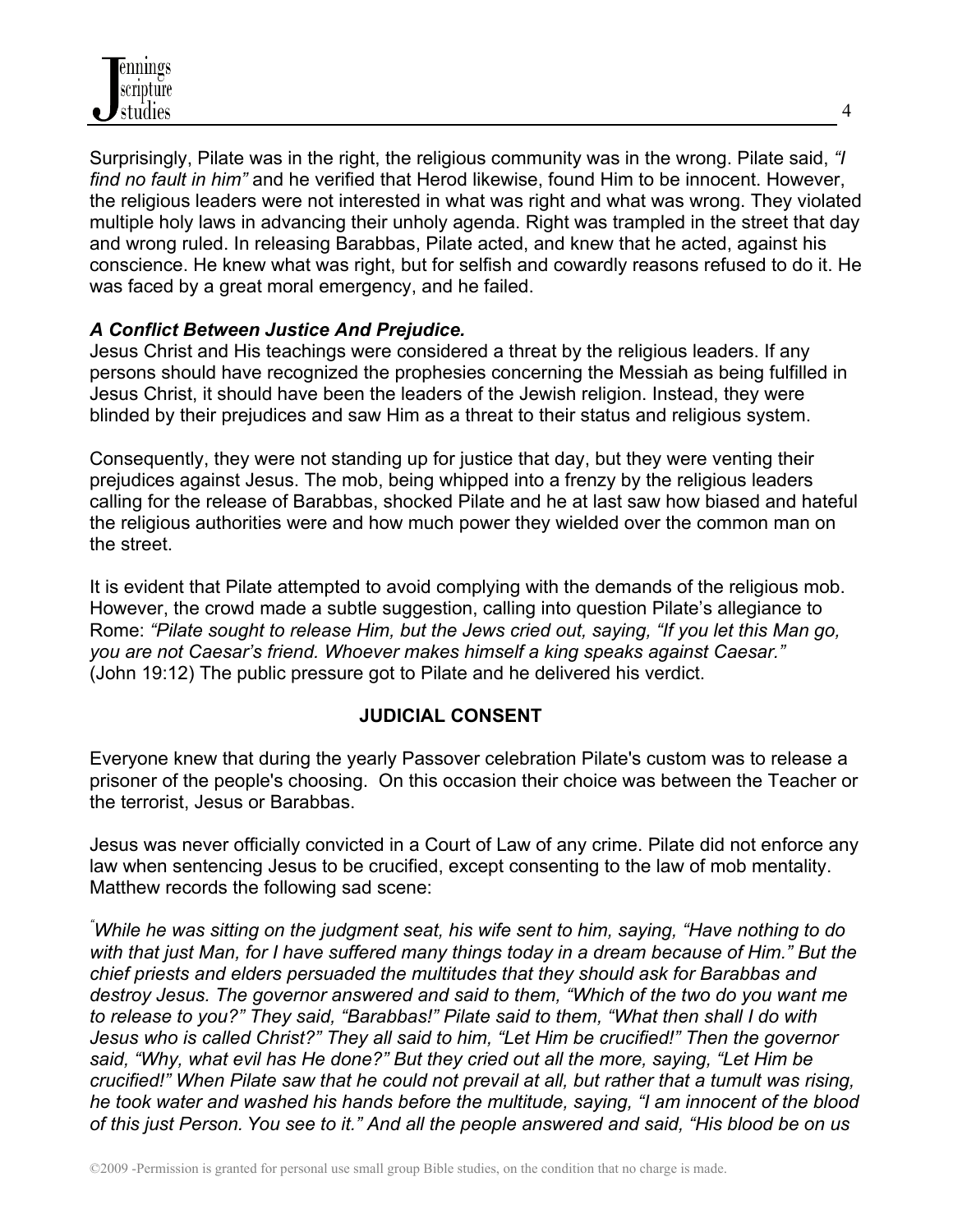Surprisingly, Pilate was in the right, the religious community was in the wrong. Pilate said, *"I find no fault in him"* and he verified that Herod likewise, found Him to be innocent. However, the religious leaders were not interested in what was right and what was wrong. They violated multiple holy laws in advancing their unholy agenda. Right was trampled in the street that day and wrong ruled. In releasing Barabbas, Pilate acted, and knew that he acted, against his conscience. He knew what was right, but for selfish and cowardly reasons refused to do it. He was faced by a great moral emergency, and he failed.

***A Conflict Between Justice And Prejudice.***

Jesus Christ and His teachings were considered a threat by the religious leaders. If any persons should have recognized the prophesies concerning the Messiah as being fulfilled in Jesus Christ, it should have been the leaders of the Jewish religion. Instead, they were blinded by their prejudices and saw Him as a threat to their status and religious system.

Consequently, they were not standing up for justice that day, but they were venting their prejudices against Jesus. The mob, being whipped into a frenzy by the religious leaders calling for the release of Barabbas, shocked Pilate and he at last saw how biased and hateful the religious authorities were and how much power they wielded over the common man on the street.

It is evident that Pilate attempted to avoid complying with the demands of the religious mob. However, the crowd made a subtle suggestion, calling into question Pilate's allegiance to Rome: *"Pilate sought to release Him, but the Jews cried out, saying, "If you let this Man go, you are not Caesar's friend. Whoever makes himself a king speaks against Caesar."* (John 19:12) The public pressure got to Pilate and he delivered his verdict.

**JUDICIAL CONSENT**

Everyone knew that during the yearly Passover celebration Pilate's custom was to release a prisoner of the people's choosing. On this occasion their choice was between the Teacher or the terrorist, Jesus or Barabbas.

Jesus was never officially convicted in a Court of Law of any crime. Pilate did not enforce any law when sentencing Jesus to be crucified, except consenting to the law of mob mentality. Matthew records the following sad scene:

*"While he was sitting on the judgment seat, his wife sent to him, saying, "Have nothing to do with that just Man, for I have suffered many things today in a dream because of Him." But the chief priests and elders persuaded the multitudes that they should ask for Barabbas and destroy Jesus. The governor answered and said to them, "Which of the two do you want me to release to you?" They said, "Barabbas!" Pilate said to them, "What then shall I do with Jesus who is called Christ?" They all said to him, "Let Him be crucified!" Then the governor said, "Why, what evil has He done?" But they cried out all the more, saying, "Let Him be crucified!" When Pilate saw that he could not prevail at all, but rather that a tumult was rising, he took water and washed his hands before the multitude, saying, "I am innocent of the blood of this just Person. You see to it." And all the people answered and said, "His blood be on us*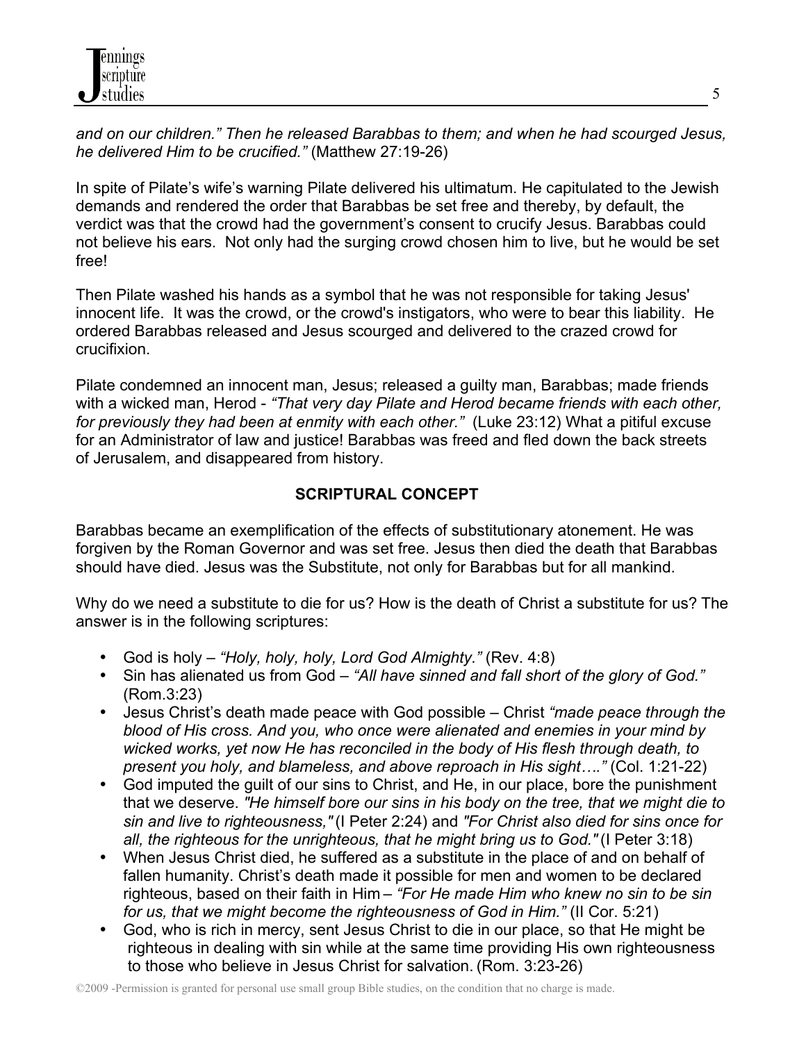*and on our children." Then he released Barabbas to them; and when he had scourged Jesus, he delivered Him to be crucified."* (Matthew 27:19-26)

In spite of Pilate's wife's warning Pilate delivered his ultimatum. He capitulated to the Jewish demands and rendered the order that Barabbas be set free and thereby, by default, the verdict was that the crowd had the government's consent to crucify Jesus. Barabbas could not believe his ears. Not only had the surging crowd chosen him to live, but he would be set free!

Then Pilate washed his hands as a symbol that he was not responsible for taking Jesus' innocent life. It was the crowd, or the crowd's instigators, who were to bear this liability. He ordered Barabbas released and Jesus scourged and delivered to the crazed crowd for crucifixion.

Pilate condemned an innocent man, Jesus; released a guilty man, Barabbas; made friends with a wicked man, Herod - *"That very day Pilate and Herod became friends with each other, for previously they had been at enmity with each other."* (Luke 23:12) What a pitiful excuse for an Administrator of law and justice! Barabbas was freed and fled down the back streets of Jerusalem, and disappeared from history.

## SCRIPTURAL CONCEPT

Barabbas became an exemplification of the effects of substitutionary atonement. He was forgiven by the Roman Governor and was set free. Jesus then died the death that Barabbas should have died. Jesus was the Substitute, not only for Barabbas but for all mankind.

Why do we need a substitute to die for us? How is the death of Christ a substitute for us? The answer is in the following scriptures:

- God is holy – *"Holy, holy, holy, Lord God Almighty."* (Rev. 4:8)
- Sin has alienated us from God – *"All have sinned and fall short of the glory of God."* (Rom.3:23)
- Jesus Christ's death made peace with God possible – Christ *"made peace through the blood of His cross. And you, who once were alienated and enemies in your mind by wicked works, yet now He has reconciled in the body of His flesh through death, to present you holy, and blameless, and above reproach in His sight…."* (Col. 1:21-22)
- God imputed the guilt of our sins to Christ, and He, in our place, bore the punishment that we deserve. *"He himself bore our sins in his body on the tree, that we might die to sin and live to righteousness,"* (I Peter 2:24) and *"For Christ also died for sins once for all, the righteous for the unrighteous, that he might bring us to God."* (I Peter 3:18)
- When Jesus Christ died, he suffered as a substitute in the place of and on behalf of fallen humanity. Christ's death made it possible for men and women to be declared righteous, based on their faith in Him – *"For He made Him who knew no sin to be sin for us, that we might become the righteousness of God in Him."* (II Cor. 5:21)
- God, who is rich in mercy, sent Jesus Christ to die in our place, so that He might be righteous in dealing with sin while at the same time providing His own righteousness to those who believe in Jesus Christ for salvation. (Rom. 3:23-26)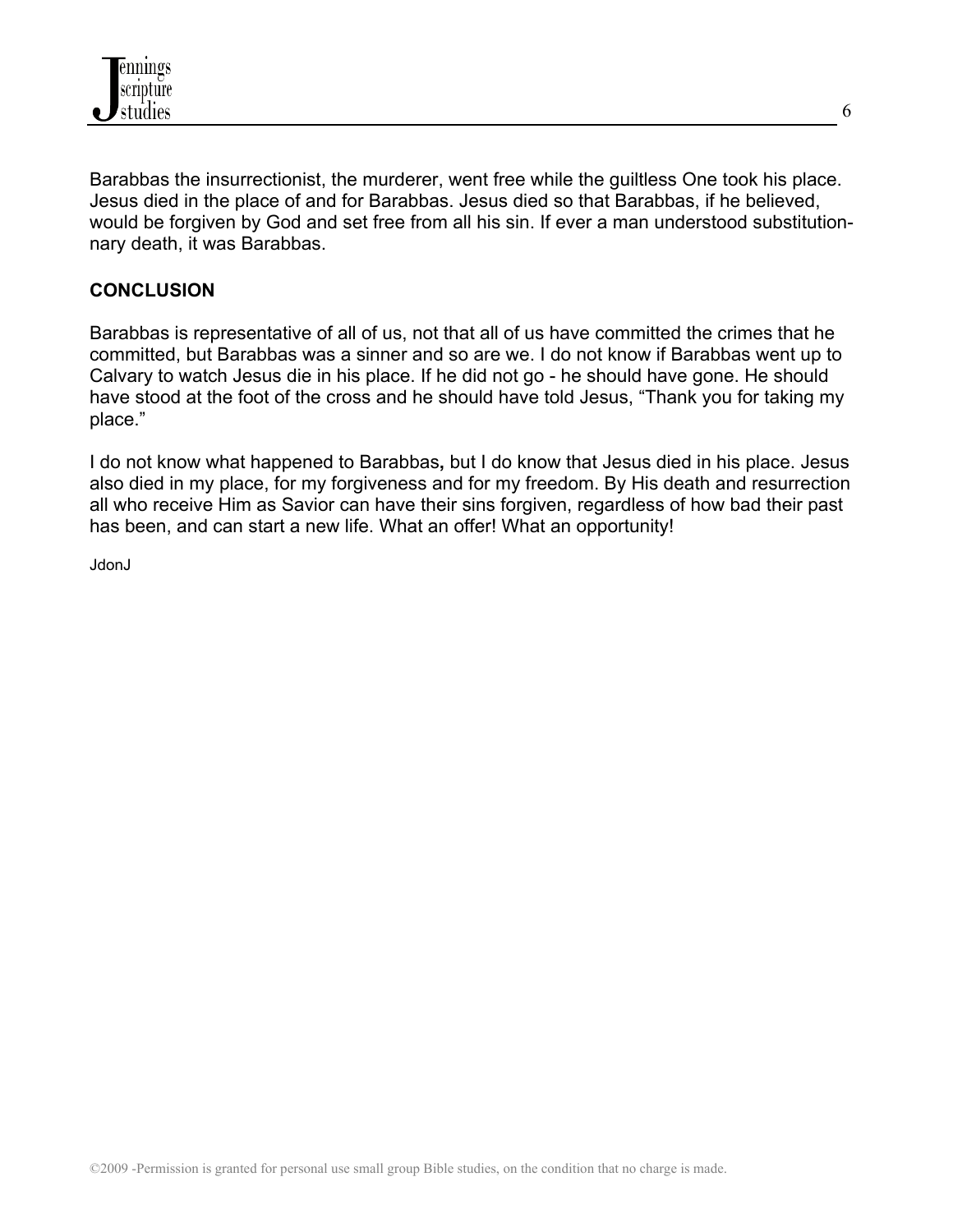Barabbas the insurrectionist, the murderer, went free while the guiltless One took his place. Jesus died in the place of and for Barabbas. Jesus died so that Barabbas, if he believed, would be forgiven by God and set free from all his sin. If ever a man understood substitution-nary death, it was Barabbas.

**CONCLUSION**

Barabbas is representative of all of us, not that all of us have committed the crimes that he committed, but Barabbas was a sinner and so are we. I do not know if Barabbas went up to Calvary to watch Jesus die in his place. If he did not go - he should have gone. He should have stood at the foot of the cross and he should have told Jesus, "Thank you for taking my place."

I do not know what happened to Barabbas**,** but I do know that Jesus died in his place. Jesus also died in my place, for my forgiveness and for my freedom. By His death and resurrection all who receive Him as Savior can have their sins forgiven, regardless of how bad their past has been, and can start a new life. What an offer! What an opportunity!

JdonJ

©2009 -Permission is granted for personal use small group Bible studies, on the condition that no charge is made.